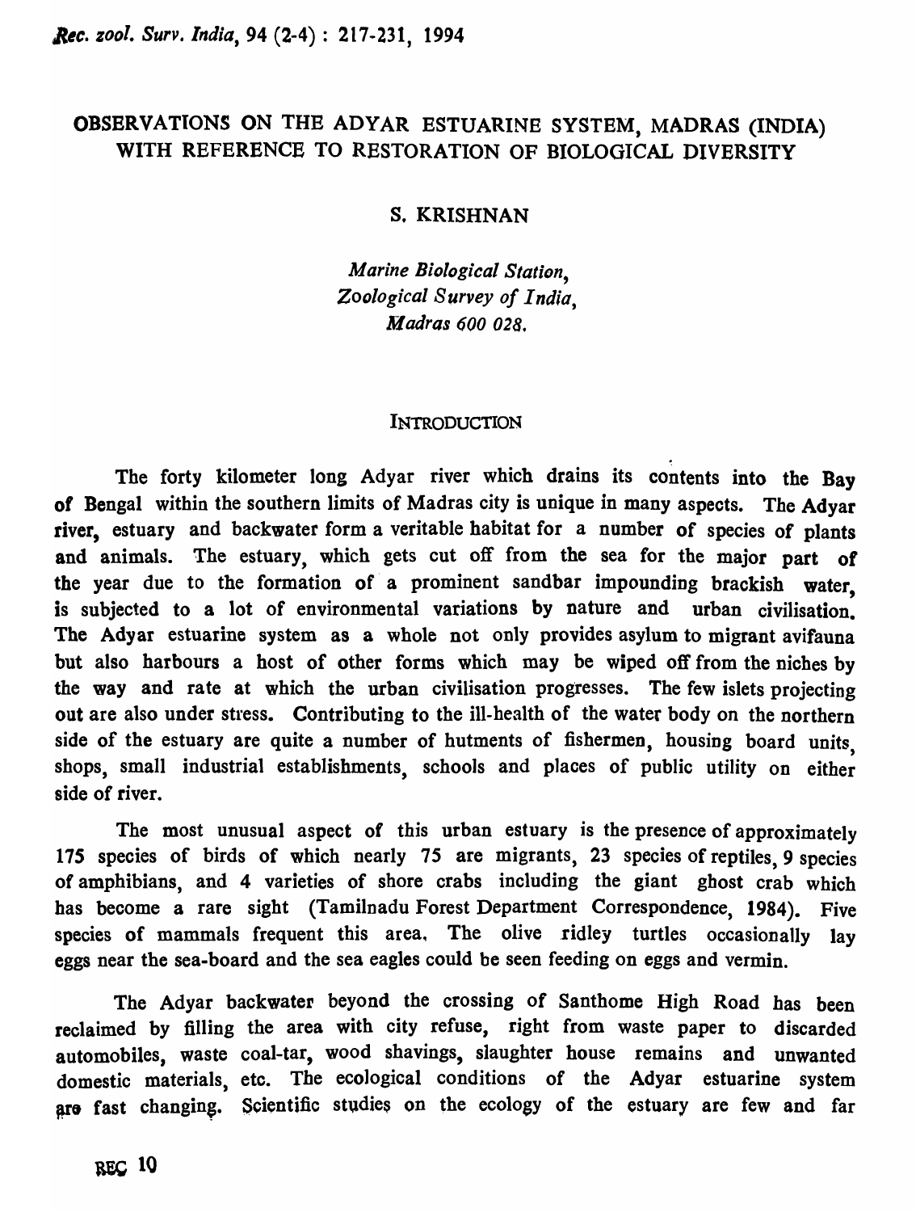# OBSERVATIONS ON THE ADYAR ESTUARINE SYSTEM, MADRAS (INDIA) WITH REFERENCE TO RESTORATION OF BIOLOGICAL DIVERSITY

S. KRISHNAN

*Marine Biological Station,*
*Zoological Survey of India,*
*Madras 600 028.*

## INTRODUCTION

The forty kilometer long Adyar river which drains its contents into the Bay of Bengal within the southern limits of Madras city is unique in many aspects. The Adyar river, estuary and backwater form a veritable habitat for a number of species of plants and animals. The estuary, which gets cut off from the sea for the major part of the year due to the formation of a prominent sandbar impounding brackish water, is subjected to a lot of environmental variations by nature and urban civilisation. The Adyar estuarine system as a whole not only provides asylum to migrant avifauna but also harbours a host of other forms which may be wiped off from the niches by the way and rate at which the urban civilisation progresses. The few islets projecting out are also under stress. Contributing to the ill-health of the water body on the northern side of the estuary are quite a number of hutments of fishermen, housing board units, shops, small industrial establishments, schools and places of public utility on either side of river.

The most unusual aspect of this urban estuary is the presence of approximately 175 species of birds of which nearly 75 are migrants, 23 species of reptiles, 9 species of amphibians, and 4 varieties of shore crabs including the giant ghost crab which has become a rare sight (Tamilnadu Forest Department Correspondence, 1984). Five species of mammals frequent this area. The olive ridley turtles occasionally lay eggs near the sea-board and the sea eagles could be seen feeding on eggs and vermin.

The Adyar backwater beyond the crossing of Santhome High Road has been reclaimed by filling the area with city refuse, right from waste paper to discarded automobiles, waste coal-tar, wood shavings, slaughter house remains and unwanted domestic materials, etc. The ecological conditions of the Adyar estuarine system are fast changing. Scientific studies on the ecology of the estuary are few and far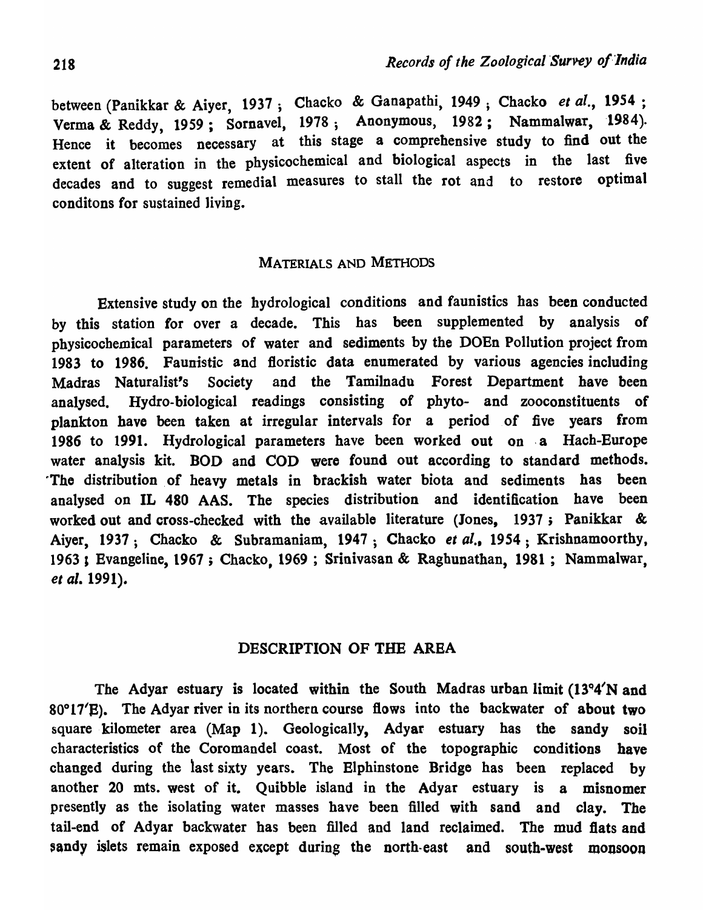between (Panikkar & Aiyer, 1937 ; Chacko & Ganapathi, 1949 ; Chacko *et al.*, 1954 ; Verma & Reddy, 1959 ; Sornavel, 1978 ; Anonymous, 1982 ; Nammalwar, 1984). Hence it becomes necessary at this stage a comprehensive study to find out the extent of alteration in the physicochemical and biological aspects in the last five decades and to suggest remedial measures to stall the rot and to restore optimal conditons for sustained living.

## MATERIALS AND METHODS

Extensive study on the hydrological conditions and faunistics has been conducted by this station for over a decade. This has been supplemented by analysis of physicochemical parameters of water and sediments by the DOEn Pollution project from 1983 to 1986. Faunistic and floristic data enumerated by various agencies including Madras Naturalist's Society and the Tamilnadu Forest Department have been analysed. Hydro-biological readings consisting of phyto- and zooconstituents of plankton have been taken at irregular intervals for a period of five years from 1986 to 1991. Hydrological parameters have been worked out on a Hach-Europe water analysis kit. BOD and COD were found out according to standard methods. The distribution of heavy metals in brackish water biota and sediments has been analysed on IL 480 AAS. The species distribution and identification have been worked out and cross-checked with the available literature (Jones, 1937 ; Panikkar & Aiyer, 1937 ; Chacko & Subramaniam, 1947 ; Chacko *et al.*, 1954 ; Krishnamoorthy, 1963 ; Evangeline, 1967 ; Chacko, 1969 ; Srinivasan & Raghunathan, 1981 ; Nammalwar, *et al.* 1991).

## DESCRIPTION OF THE AREA

The Adyar estuary is located within the South Madras urban limit (13°4′N and 80°17′E). The Adyar river in its northern course flows into the backwater of about two square kilometer area (Map 1). Geologically, Adyar estuary has the sandy soil characteristics of the Coromandel coast. Most of the topographic conditions have changed during the last sixty years. The Elphinstone Bridge has been replaced by another 20 mts. west of it. Quibble island in the Adyar estuary is a misnomer presently as the isolating water masses have been filled with sand and clay. The tail-end of Adyar backwater has been filled and land reclaimed. The mud flats and sandy islets remain exposed except during the north-east and south-west monsoon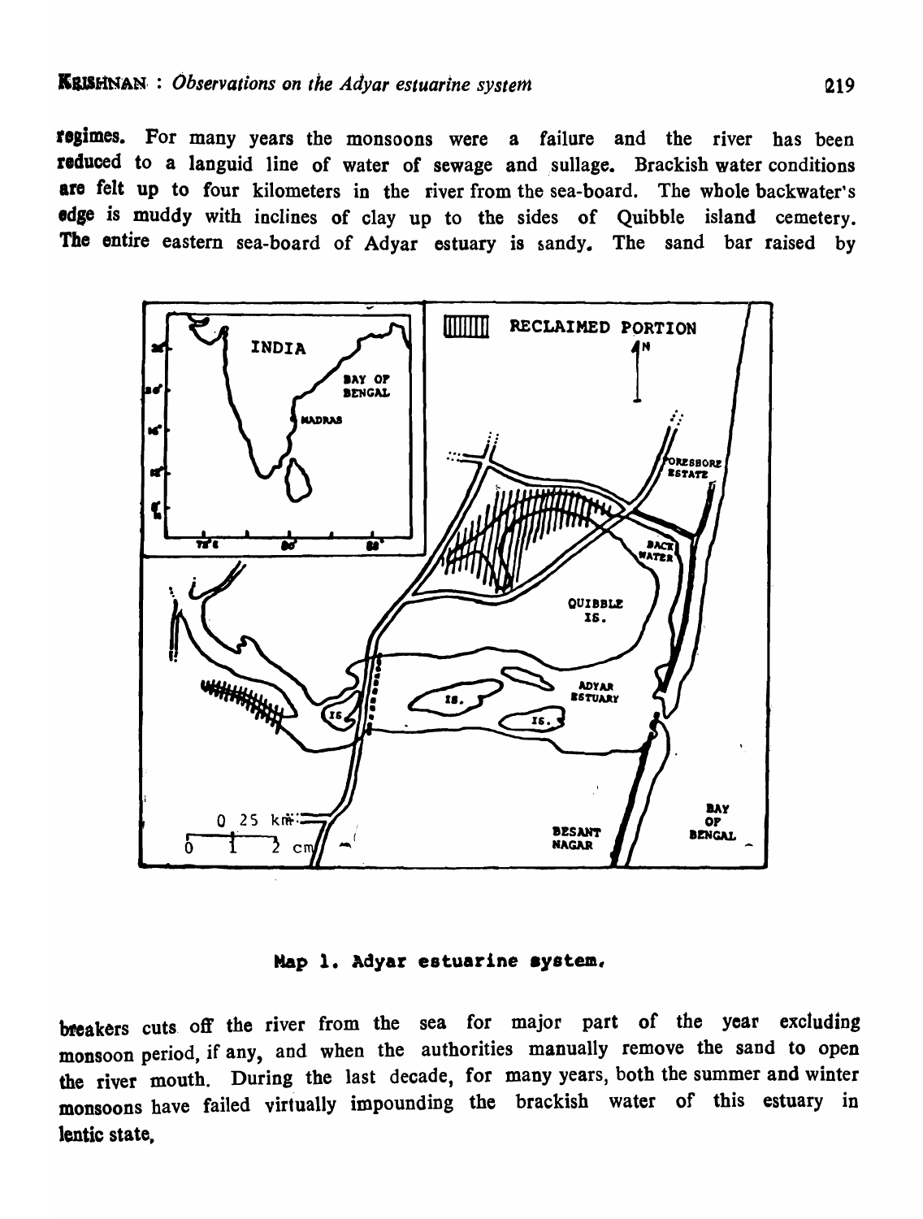regimes. For many years the monsoons were a failure and the river has been reduced to a languid line of water of sewage and sullage. Brackish water conditions are felt up to four kilometers in the river from the sea-board. The whole backwater's edge is muddy with inclines of clay up to the sides of Quibble island cemetery. The entire eastern sea-board of Adyar estuary is sandy. The sand bar raised by

**Map 1. Adyar estuarine system.**

breakers cuts off the river from the sea for major part of the year excluding monsoon period, if any, and when the authorities manually remove the sand to open the river mouth. During the last decade, for many years, both the summer and winter monsoons have failed virtually impounding the brackish water of this estuary in lentic state,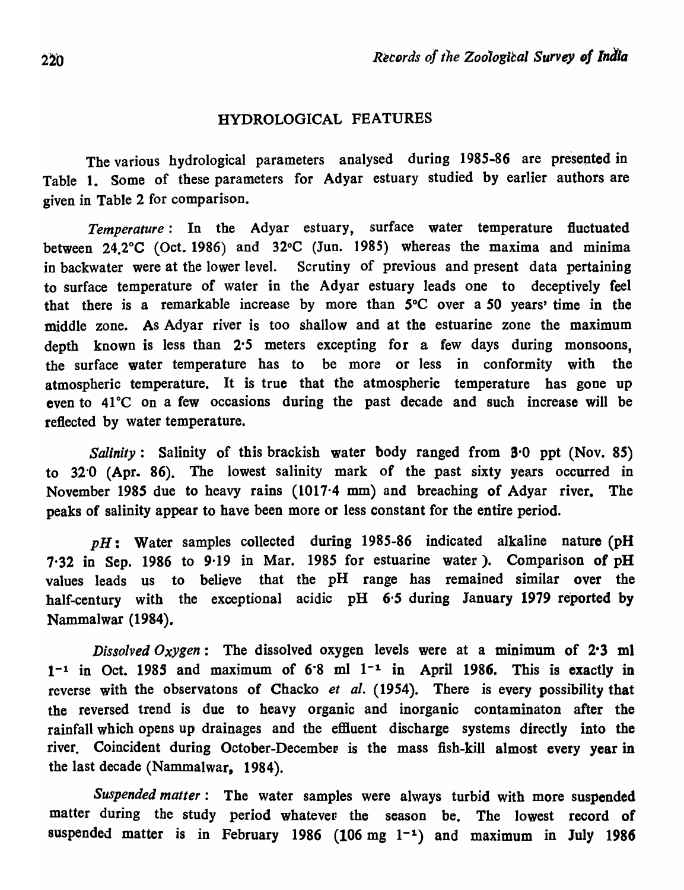## HYDROLOGICAL FEATURES

The various hydrological parameters analysed during 1985-86 are presented in Table 1. Some of these parameters for Adyar estuary studied by earlier authors are given in Table 2 for comparison.

*Temperature*: In the Adyar estuary, surface water temperature fluctuated between 24.2°C (Oct. 1986) and 32°C (Jun. 1985) whereas the maxima and minima in backwater were at the lower level. Scrutiny of previous and present data pertaining to surface temperature of water in the Adyar estuary leads one to deceptively feel that there is a remarkable increase by more than 5°C over a 50 years' time in the middle zone. As Adyar river is too shallow and at the estuarine zone the maximum depth known is less than 2·5 meters excepting for a few days during monsoons, the surface water temperature has to be more or less in conformity with the atmospheric temperature. It is true that the atmospheric temperature has gone up even to 41°C on a few occasions during the past decade and such increase will be reflected by water temperature.

*Salinity*: Salinity of this brackish water body ranged from 8·0 ppt (Nov. 85) to 32·0 (Apr. 86). The lowest salinity mark of the past sixty years occurred in November 1985 due to heavy rains (1017·4 mm) and breaching of Adyar river. The peaks of salinity appear to have been more or less constant for the entire period.

*pH*: Water samples collected during 1985-86 indicated alkaline nature (pH 7·32 in Sep. 1986 to 9·19 in Mar. 1985 for estuarine water). Comparison of pH values leads us to believe that the pH range has remained similar over the half-century with the exceptional acidic pH 6·5 during January 1979 reported by Nammalwar (1984).

*Dissolved Oxygen*: The dissolved oxygen levels were at a minimum of 2·3 ml $l^{-1}$ in Oct. 1985 and maximum of 6·8 ml $l^{-1}$ in April 1986. This is exactly in reverse with the observatons of Chacko *et al.* (1954). There is every possibility that the reversed trend is due to heavy organic and inorganic contaminaton after the rainfall which opens up drainages and the effluent discharge systems directly into the river. Coincident during October-December is the mass fish-kill almost every year in the last decade (Nammalwar, 1984).

*Suspended matter*: The water samples were always turbid with more suspended matter during the study period whatever the season be. The lowest record of suspended matter is in February 1986 (106 mg $l^{-1}$) and maximum in July 1986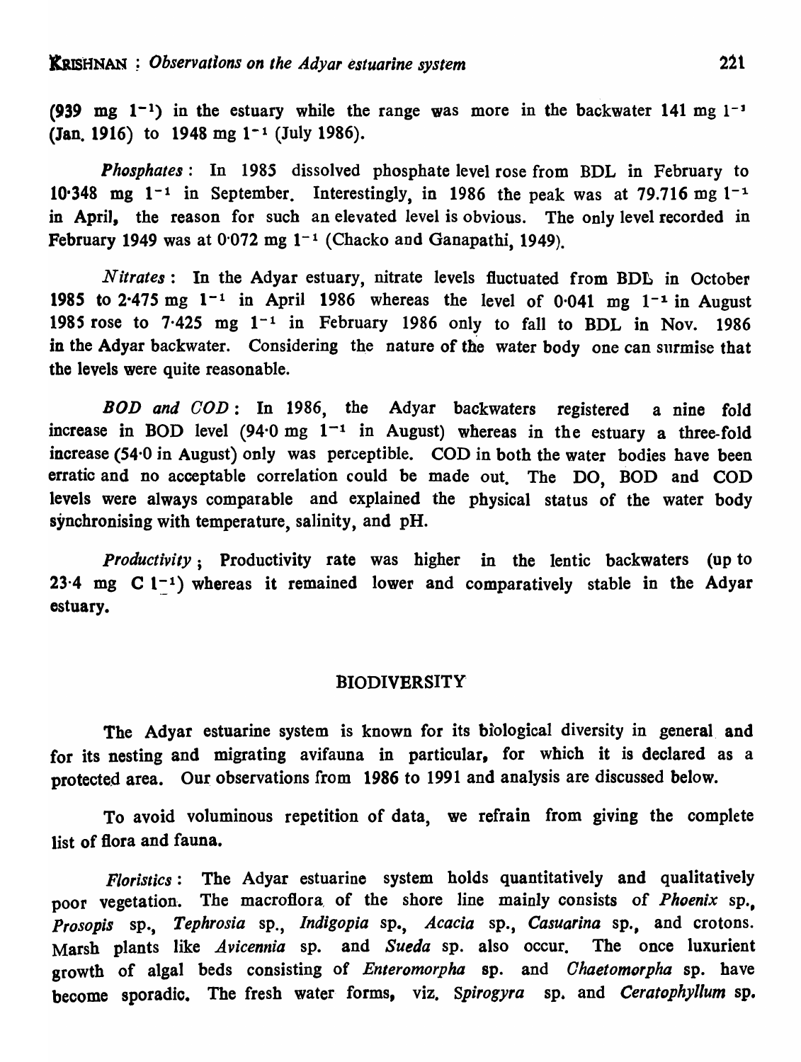(939 mg $l^{-1}$) in the estuary while the range was more in the backwater 141 mg $l^{-1}$ (Jan. 1916) to 1948 mg $l^{-1}$ (July 1986).

*Phosphates*: In 1985 dissolved phosphate level rose from BDL in February to 10·348 mg $l^{-1}$ in September. Interestingly, in 1986 the peak was at 79.716 mg $l^{-1}$ in April, the reason for such an elevated level is obvious. The only level recorded in February 1949 was at 0·072 mg $l^{-1}$ (Chacko and Ganapathi, 1949).

*Nitrates*: In the Adyar estuary, nitrate levels fluctuated from BDL in October 1985 to 2·475 mg $l^{-1}$ in April 1986 whereas the level of 0·041 mg $l^{-1}$ in August 1985 rose to 7·425 mg $l^{-1}$ in February 1986 only to fall to BDL in Nov. 1986 in the Adyar backwater. Considering the nature of the water body one can surmise that the levels were quite reasonable.

*BOD and COD*: In 1986, the Adyar backwaters registered a nine fold increase in BOD level (94·0 mg $l^{-1}$ in August) whereas in the estuary a three-fold increase (54·0 in August) only was perceptible. COD in both the water bodies have been erratic and no acceptable correlation could be made out. The DO, BOD and COD levels were always comparable and explained the physical status of the water body synchronising with temperature, salinity, and pH.

*Productivity*; Productivity rate was higher in the lentic backwaters (up to 23·4 mg C $l^{-1}$) whereas it remained lower and comparatively stable in the Adyar estuary.

## BIODIVERSITY

The Adyar estuarine system is known for its biological diversity in general and for its nesting and migrating avifauna in particular, for which it is declared as a protected area. Our observations from 1986 to 1991 and analysis are discussed below.

To avoid voluminous repetition of data, we refrain from giving the complete list of flora and fauna.

*Floristics*: The Adyar estuarine system holds quantitatively and qualitatively poor vegetation. The macroflora of the shore line mainly consists of *Phoenix* sp., *Prosopis* sp., *Tephrosia* sp., *Indigopia* sp., *Acacia* sp., *Casuarina* sp., and crotons. Marsh plants like *Avicennia* sp. and *Sueda* sp. also occur. The once luxurient growth of algal beds consisting of *Enteromorpha* sp. and *Chaetomorpha* sp. have become sporadic. The fresh water forms, viz. *Spirogyra* sp. and *Ceratophyllum* sp.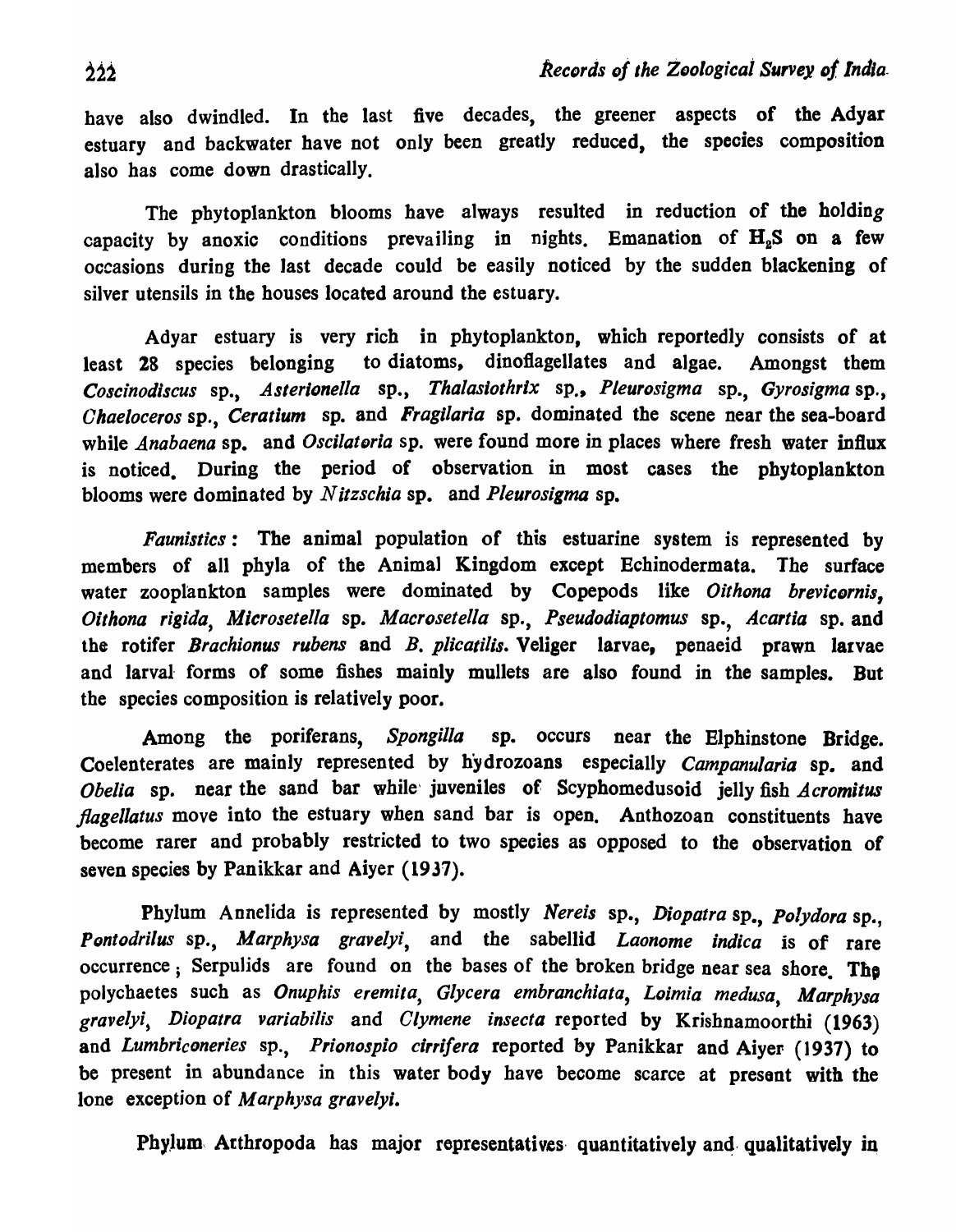have also dwindled. In the last five decades, the greener aspects of the Adyar estuary and backwater have not only been greatly reduced, the species composition also has come down drastically.

The phytoplankton blooms have always resulted in reduction of the holding capacity by anoxic conditions prevailing in nights. Emanation of $H_2S$ on a few occasions during the last decade could be easily noticed by the sudden blackening of silver utensils in the houses located around the estuary.

Adyar estuary is very rich in phytoplankton, which reportedly consists of at least 28 species belonging to diatoms, dinoflagellates and algae. Amongst them *Coscinodiscus* sp., *Asterionella* sp., *Thalasiothrix* sp., *Pleurosigma* sp., *Gyrosigma* sp., *Chaeloceros* sp., *Ceratium* sp. and *Fragilaria* sp. dominated the scene near the sea-board while *Anabaena* sp. and *Oscilatoria* sp. were found more in places where fresh water influx is noticed. During the period of observation in most cases the phytoplankton blooms were dominated by *Nitzschia* sp. and *Pleurosigma* sp.

*Faunistics*: The animal population of this estuarine system is represented by members of all phyla of the Animal Kingdom except Echinodermata. The surface water zooplankton samples were dominated by Copepods like *Oithona brevicornis*, *Oithona rigida*, *Microsetella* sp. *Macrosetella* sp., *Pseudodiaptomus* sp., *Acartia* sp. and the rotifer *Brachionus rubens* and *B. plicatilis*. Veliger larvae, penaeid prawn larvae and larval forms of some fishes mainly mullets are also found in the samples. But the species composition is relatively poor.

Among the poriferans, *Spongilla* sp. occurs near the Elphinstone Bridge. Coelenterates are mainly represented by hydrozoans especially *Campanularia* sp. and *Obelia* sp. near the sand bar while juveniles of Scyphomedusoid jelly fish *Acromitus flagellatus* move into the estuary when sand bar is open. Anthozoan constituents have become rarer and probably restricted to two species as opposed to the observation of seven species by Panikkar and Aiyer (1937).

Phylum Annelida is represented by mostly *Nereis* sp., *Diopatra* sp., *Polydora* sp., *Pontodrilus* sp., *Marphysa gravelyi*, and the sabellid *Laonome indica* is of rare occurrence; Serpulids are found on the bases of the broken bridge near sea shore. The polychaetes such as *Onuphis eremita*, *Glycera embranchiata*, *Loimia medusa*, *Marphysa gravelyi*, *Diopatra variabilis* and *Clymene insecta* reported by Krishnamoorthi (1963) and *Lumbriconeries* sp., *Prionospio cirrifera* reported by Panikkar and Aiyer (1937) to be present in abundance in this water body have become scarce at present with the lone exception of *Marphysa gravelyi*.

Phylum Arthropoda has major representatives quantitatively and qualitatively in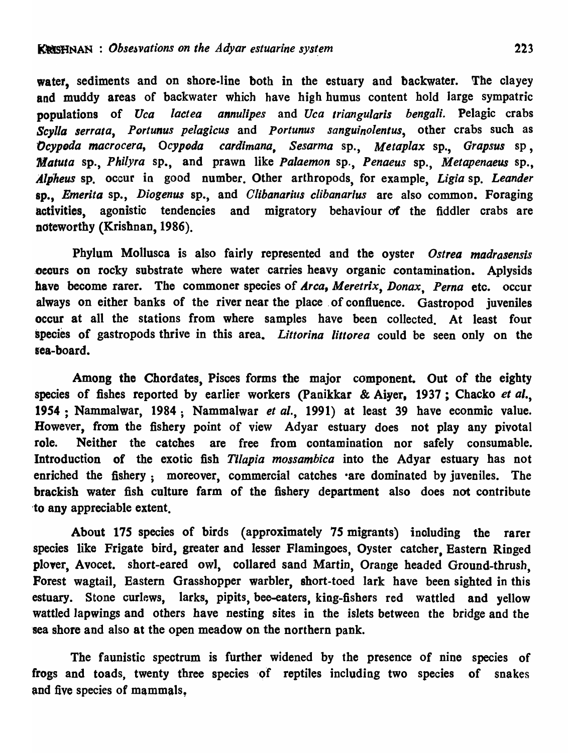water, sediments and on shore-line both in the estuary and backwater. The clayey and muddy areas of backwater which have high humus content hold large sympatric populations of *Uca lactea annulipes* and *Uca triangularis bengali*. Pelagic crabs *Scylla serrata*, *Portunus pelagicus* and *Portunus sanguinolentus*, other crabs such as *Ocypoda macrocera*, *Ocypoda cardimana*, *Sesarma* sp., *Metaplax* sp., *Grapsus* sp., *Matuta* sp., *Philyra* sp., and prawn like *Palaemon* sp., *Penaeus* sp., *Metapenaeus* sp., *Alpheus* sp. occur in good number. Other arthropods, for example, *Ligia* sp. *Leander* sp., *Emerita* sp., *Diogenus* sp., and *Clibanarius clibanarius* are also common. Foraging activities, agonistic tendencies and migratory behaviour of the fiddler crabs are noteworthy (Krishnan, 1986).

Phylum Mollusca is also fairly represented and the oyster *Ostrea madrasensis* occurs on rocky substrate where water carries heavy organic contamination. Aplysids have become rarer. The commoner species of *Arca*, *Meretrix*, *Donax*, *Perna* etc. occur always on either banks of the river near the place of confluence. Gastropod juveniles occur at all the stations from where samples have been collected. At least four species of gastropods thrive in this area. *Littorina littorea* could be seen only on the sea-board.

Among the Chordates, Pisces forms the major component. Out of the eighty species of fishes reported by earlier workers (Panikkar & Aiyer, 1937 ; Chacko *et al.*, 1954 ; Nammalwar, 1984 ; Nammalwar *et al.*, 1991) at least 39 have econmic value. However, from the fishery point of view Adyar estuary does not play any pivotal role. Neither the catches are free from contamination nor safely consumable. Introduction of the exotic fish *Tilapia mossambica* into the Adyar estuary has not enriched the fishery ; moreover, commercial catches are dominated by juveniles. The brackish water fish culture farm of the fishery department also does not contribute to any appreciable extent.

About 175 species of birds (approximately 75 migrants) including the rarer species like Frigate bird, greater and lesser Flamingoes, Oyster catcher, Eastern Ringed plover, Avocet. short-eared owl, collared sand Martin, Orange headed Ground-thrush, Forest wagtail, Eastern Grasshopper warbler, short-toed lark have been sighted in this estuary. Stone curlews, larks, pipits, bee-eaters, king-fishers red wattled and yellow wattled lapwings and others have nesting sites in the islets between the bridge and the sea shore and also at the open meadow on the northern pank.

The faunistic spectrum is further widened by the presence of nine species of frogs and toads, twenty three species of reptiles including two species of snakes and five species of mammals,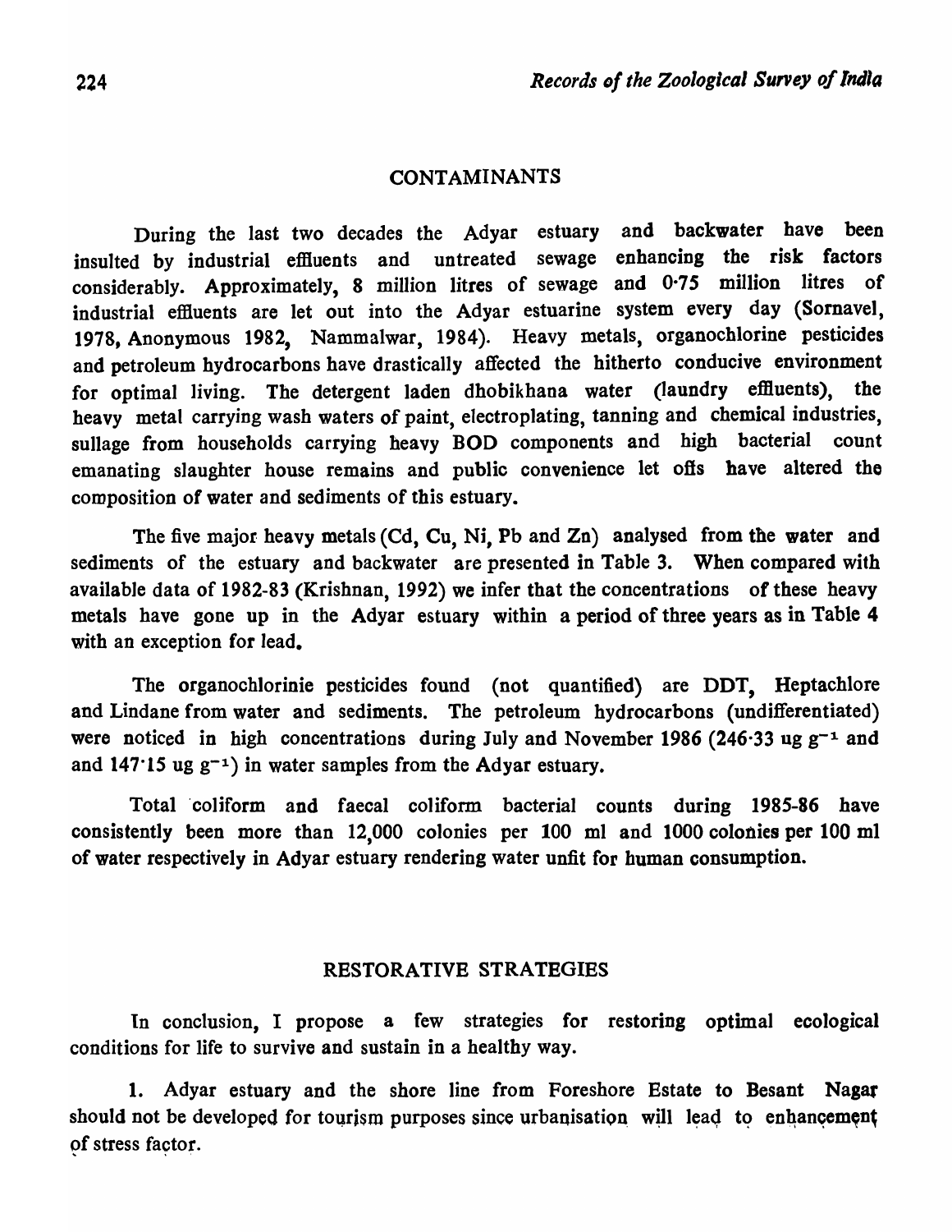## CONTAMINANTS

During the last two decades the Adyar estuary and backwater have been insulted by industrial effluents and untreated sewage enhancing the risk factors considerably. Approximately, 8 million litres of sewage and 0·75 million litres of industrial effluents are let out into the Adyar estuarine system every day (Sornavel, 1978, Anonymous 1982, Nammalwar, 1984). Heavy metals, organochlorine pesticides and petroleum hydrocarbons have drastically affected the hitherto conducive environment for optimal living. The detergent laden dhobikhana water (laundry effluents), the heavy metal carrying wash waters of paint, electroplating, tanning and chemical industries, sullage from households carrying heavy BOD components and high bacterial count emanating slaughter house remains and public convenience let offs have altered the composition of water and sediments of this estuary.

The five major heavy metals (Cd, Cu, Ni, Pb and Zn) analysed from the water and sediments of the estuary and backwater are presented in Table 3. When compared with available data of 1982-83 (Krishnan, 1992) we infer that the concentrations of these heavy metals have gone up in the Adyar estuary within a period of three years as in Table 4 with an exception for lead.

The organochlorinie pesticides found (not quantified) are DDT, Heptachlore and Lindane from water and sediments. The petroleum hydrocarbons (undifferentiated) were noticed in high concentrations during July and November 1986 (246·33 ug $g^{-1}$ and and 147·15 ug $g^{-1}$) in water samples from the Adyar estuary.

Total coliform and faecal coliform bacterial counts during 1985-86 have consistently been more than 12,000 colonies per 100 ml and 1000 colonies per 100 ml of water respectively in Adyar estuary rendering water unfit for human consumption.

## RESTORATIVE STRATEGIES

In conclusion, I propose a few strategies for restoring optimal ecological conditions for life to survive and sustain in a healthy way.

1. Adyar estuary and the shore line from Foreshore Estate to Besant Nagar should not be developed for tourism purposes since urbanisation will lead to enhancement of stress factor.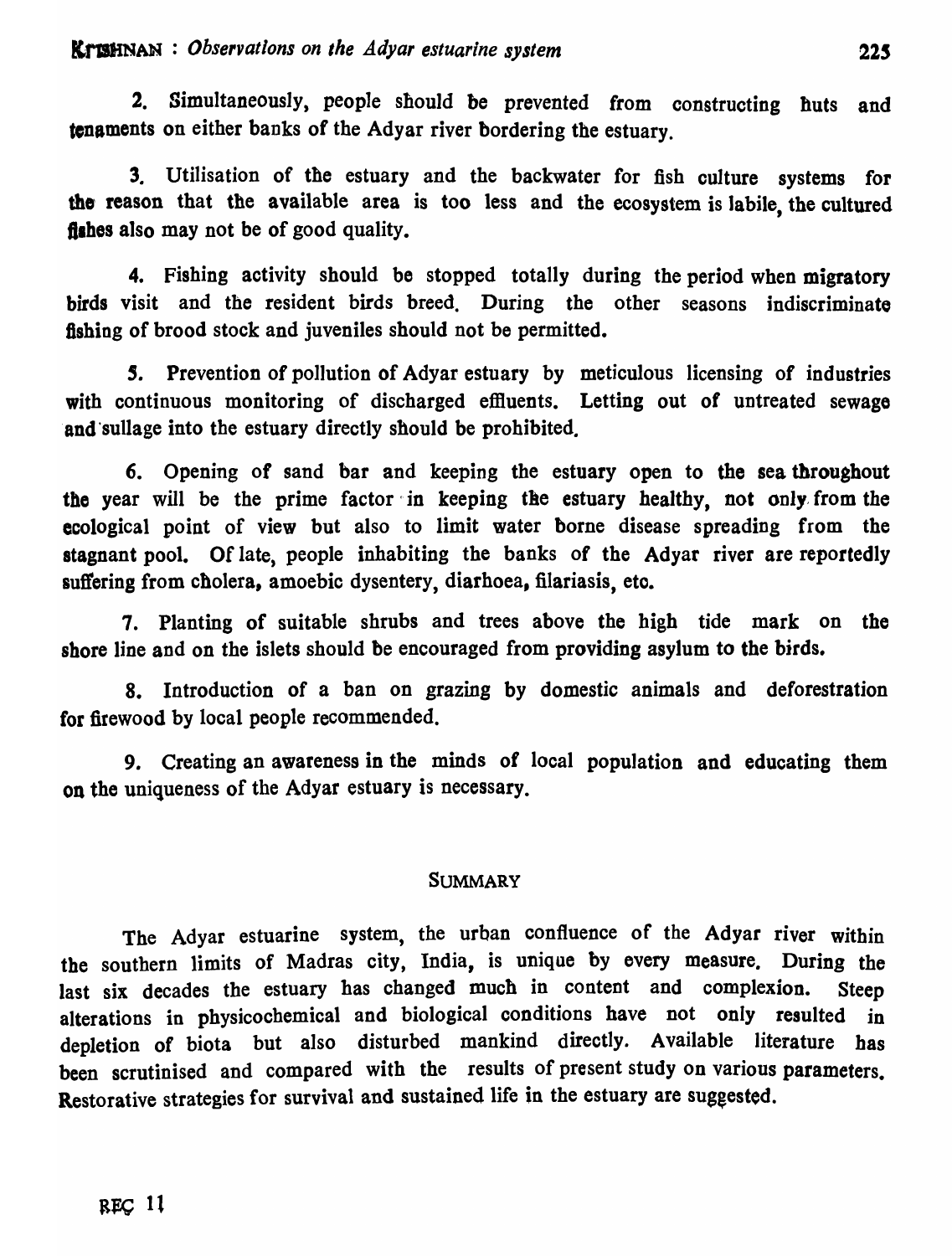2. Simultaneously, people should be prevented from constructing huts and tenaments on either banks of the Adyar river bordering the estuary.

3. Utilisation of the estuary and the backwater for fish culture systems for the reason that the available area is too less and the ecosystem is labile, the cultured fishes also may not be of good quality.

4. Fishing activity should be stopped totally during the period when migratory birds visit and the resident birds breed. During the other seasons indiscriminate fishing of brood stock and juveniles should not be permitted.

5. Prevention of pollution of Adyar estuary by meticulous licensing of industries with continuous monitoring of discharged effluents. Letting out of untreated sewage and sullage into the estuary directly should be prohibited.

6. Opening of sand bar and keeping the estuary open to the sea throughout the year will be the prime factor in keeping the estuary healthy, not only from the ecological point of view but also to limit water borne disease spreading from the stagnant pool. Of late, people inhabiting the banks of the Adyar river are reportedly suffering from cholera, amoebic dysentery, diarhoea, filariasis, etc.

7. Planting of suitable shrubs and trees above the high tide mark on the shore line and on the islets should be encouraged from providing asylum to the birds.

8. Introduction of a ban on grazing by domestic animals and deforestration for firewood by local people recommended.

9. Creating an awareness in the minds of local population and educating them on the uniqueness of the Adyar estuary is necessary.

## SUMMARY

The Adyar estuarine system, the urban confluence of the Adyar river within the southern limits of Madras city, India, is unique by every measure. During the last six decades the estuary has changed much in content and complexion. Steep alterations in physicochemical and biological conditions have not only resulted in depletion of biota but also disturbed mankind directly. Available literature has been scrutinised and compared with the results of present study on various parameters. Restorative strategies for survival and sustained life in the estuary are suggested.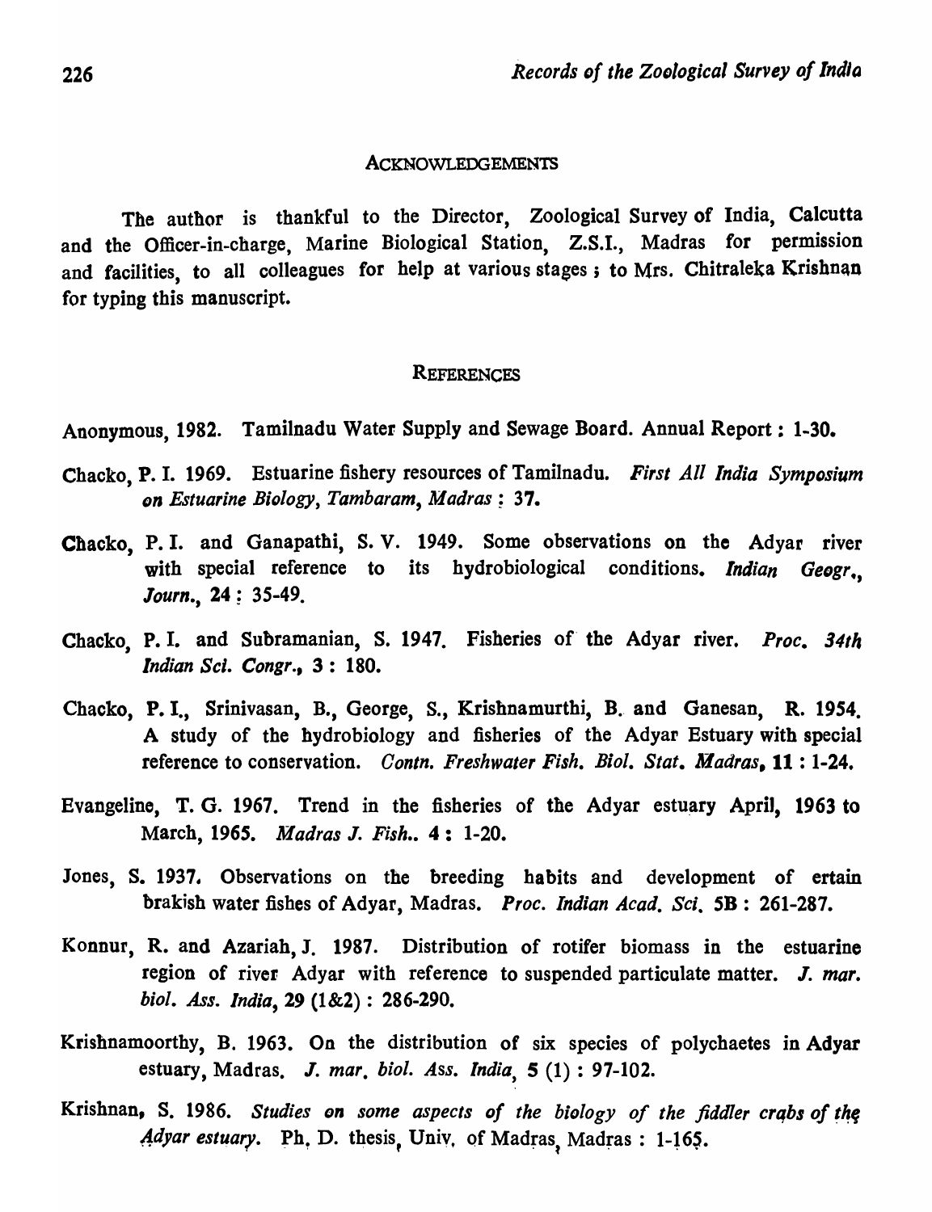## ACKNOWLEDGEMENTS

The author is thankful to the Director, Zoological Survey of India, Calcutta and the Officer-in-charge, Marine Biological Station, Z.S.I., Madras for permission and facilities, to all colleagues for help at various stages; to Mrs. Chitraleka Krishnan for typing this manuscript.

## REFERENCES

Anonymous, 1982. Tamilnadu Water Supply and Sewage Board. Annual Report : 1-30.

Chacko, P. I. 1969. Estuarine fishery resources of Tamilnadu. *First All India Symposium on Estuarine Biology, Tambaram, Madras* : 37.

Chacko, P. I. and Ganapathi, S. V. 1949. Some observations on the Adyar river with special reference to its hydrobiological conditions. *Indian Geogr., Journ.*, 24 : 35-49.

Chacko, P. I. and Subramanian, S. 1947. Fisheries of the Adyar river. *Proc. 34th Indian Sci. Congr.*, 3 : 180.

Chacko, P. I., Srinivasan, B., George, S., Krishnamurthi, B. and Ganesan, R. 1954. A study of the hydrobiology and fisheries of the Adyar Estuary with special reference to conservation. *Contn. Freshwater Fish. Biol. Stat. Madras*, 11 : 1-24.

Evangeline, T. G. 1967. Trend in the fisheries of the Adyar estuary April, 1963 to March, 1965. *Madras J. Fish.*. 4 : 1-20.

Jones, S. 1937. Observations on the breeding habits and development of ertain brakish water fishes of Adyar, Madras. *Proc. Indian Acad. Sci.* 5B : 261-287.

Konnur, R. and Azariah, J. 1987. Distribution of rotifer biomass in the estuarine region of river Adyar with reference to suspended particulate matter. *J. mar. biol. Ass. India*, 29 (1&2) : 286-290.

Krishnamoorthy, B. 1963. On the distribution of six species of polychaetes in Adyar estuary, Madras. *J. mar. biol. Ass. India*, 5 (1) : 97-102.

Krishnan, S. 1986. *Studies on some aspects of the biology of the fiddler crabs of the Adyar estuary*. Ph. D. thesis, Univ. of Madras, Madras : 1-165.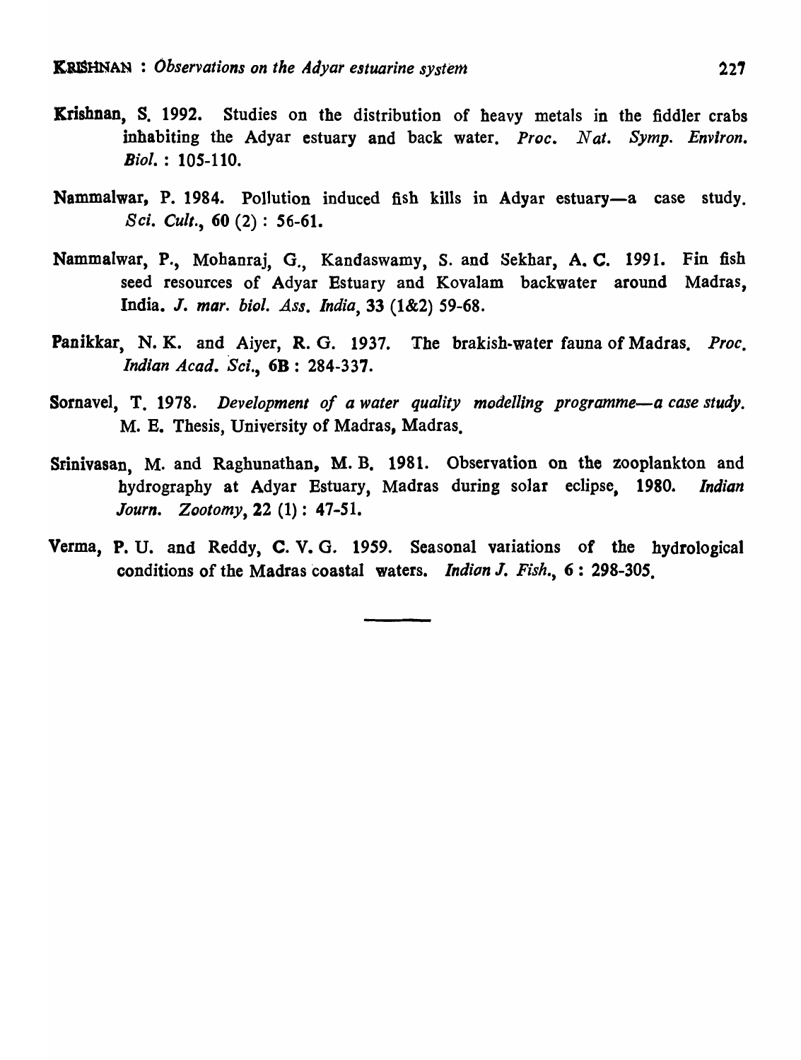**Krishnan**, S. 1992. Studies on the distribution of heavy metals in the fiddler crabs inhabiting the Adyar estuary and back water. *Proc. Nat. Symp. Environ. Biol.* : 105-110.

**Nammalwar**, P. 1984. Pollution induced fish kills in Adyar estuary—a case study. *Sci. Cult.*, **60** (2) : 56-61.

**Nammalwar**, P., Mohanraj, G., Kandaswamy, S. and Sekhar, A. C. 1991. Fin fish seed resources of Adyar Estuary and Kovalam backwater around Madras, India. *J. mar. biol. Ass. India*, **33** (1&2) 59-68.

**Panikkar**, N. K. and Aiyer, R. G. 1937. The brakish-water fauna of Madras. *Proc. Indian Acad. Sci.*, **6B** : 284-337.

**Sornavel**, T. 1978. *Development of a water quality modelling programme—a case study.* M. E. Thesis, University of Madras, Madras.

**Srinivasan**, M. and Raghunathan, M. B. 1981. Observation on the zooplankton and hydrography at Adyar Estuary, Madras during solar eclipse, 1980. *Indian Journ. Zootomy*, **22** (1) : 47-51.

**Verma**, P. U. and Reddy, C. V. G. 1959. Seasonal variations of the hydrological conditions of the Madras coastal waters. *Indian J. Fish.*, **6** : 298-305.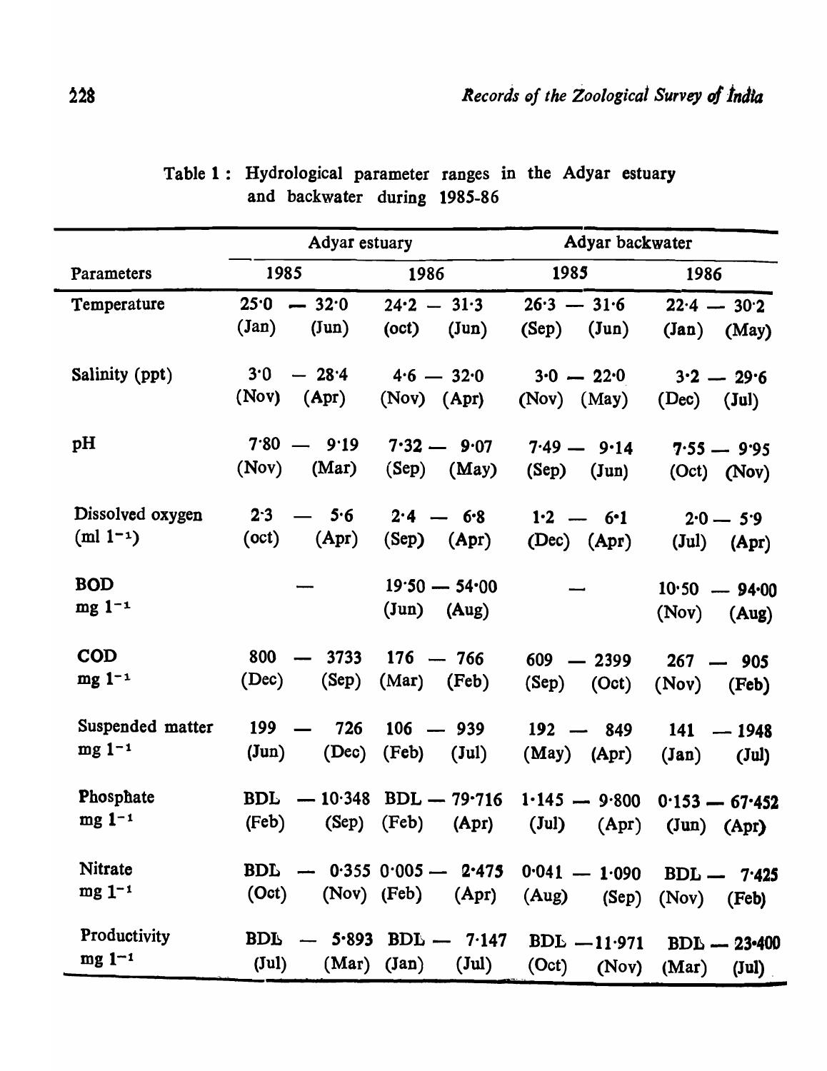Table 1 : Hydrological parameter ranges in the Adyar estuary and backwater during 1985-86

| Parameters | Adyar estuary | | Adyar backwater | |
|---|---|---|---|---|
| | 1985 | 1986 | 1985 | 1986 |
| Temperature | 25·0 — 32·0 (Jan) (Jun) | 24·2 — 31·3 (oct) (Jun) | 26·3 — 31·6 (Sep) (Jun) | 22·4 — 30·2 (Jan) (May) |
| Salinity (ppt) | 3·0 — 28·4 (Nov) (Apr) | 4·6 — 32·0 (Nov) (Apr) | 3·0 — 22·0 (Nov) (May) | 3·2 — 29·6 (Dec) (Jul) |
| pH | 7·80 — 9·19 (Nov) (Mar) | 7·32 — 9·07 (Sep) (May) | 7·49 — 9·14 (Sep) (Jun) | 7·55 — 9·95 (Oct) (Nov) |
| Dissolved oxygen (ml $l^{-1}$) | 2·3 — 5·6 (oct) (Apr) | 2·4 — 6·8 (Sep) (Apr) | 1·2 — 6·1 (Dec) (Apr) | 2·0 — 5·9 (Jul) (Apr) |
| BOD mg $l^{-1}$ | — | 19·50 — 54·00 (Jun) (Aug) | — | 10·50 — 94·00 (Nov) (Aug) |
| COD mg $l^{-1}$ | 800 — 3733 (Dec) (Sep) | 176 — 766 (Mar) (Feb) | 609 — 2399 (Sep) (Oct) | 267 — 905 (Nov) (Feb) |
| Suspended matter mg $l^{-1}$ | 199 — 726 (Jun) (Dec) | 106 — 939 (Feb) (Jul) | 192 — 849 (May) (Apr) | 141 — 1948 (Jan) (Jul) |
| Phosphate mg $l^{-1}$ | BDL — 10·348 (Feb) (Sep) | BDL — 79·716 (Feb) (Apr) | 1·145 — 9·800 (Jul) (Apr) | 0·153 — 67·452 (Jun) (Apr) |
| Nitrate mg $l^{-1}$ | BDL — 0·355 (Oct) (Nov) | 0·005 — 2·475 (Feb) (Apr) | 0·041 — 1·090 (Aug) (Sep) | BDL — 7·425 (Nov) (Feb) |
| Productivity mg $l^{-1}$ | BDL — 5·893 (Jul) (Mar) | BDL — 7·147 (Jan) (Jul) | BDL — 11·971 (Oct) (Nov) | BDL — 23·400 (Mar) (Jul) |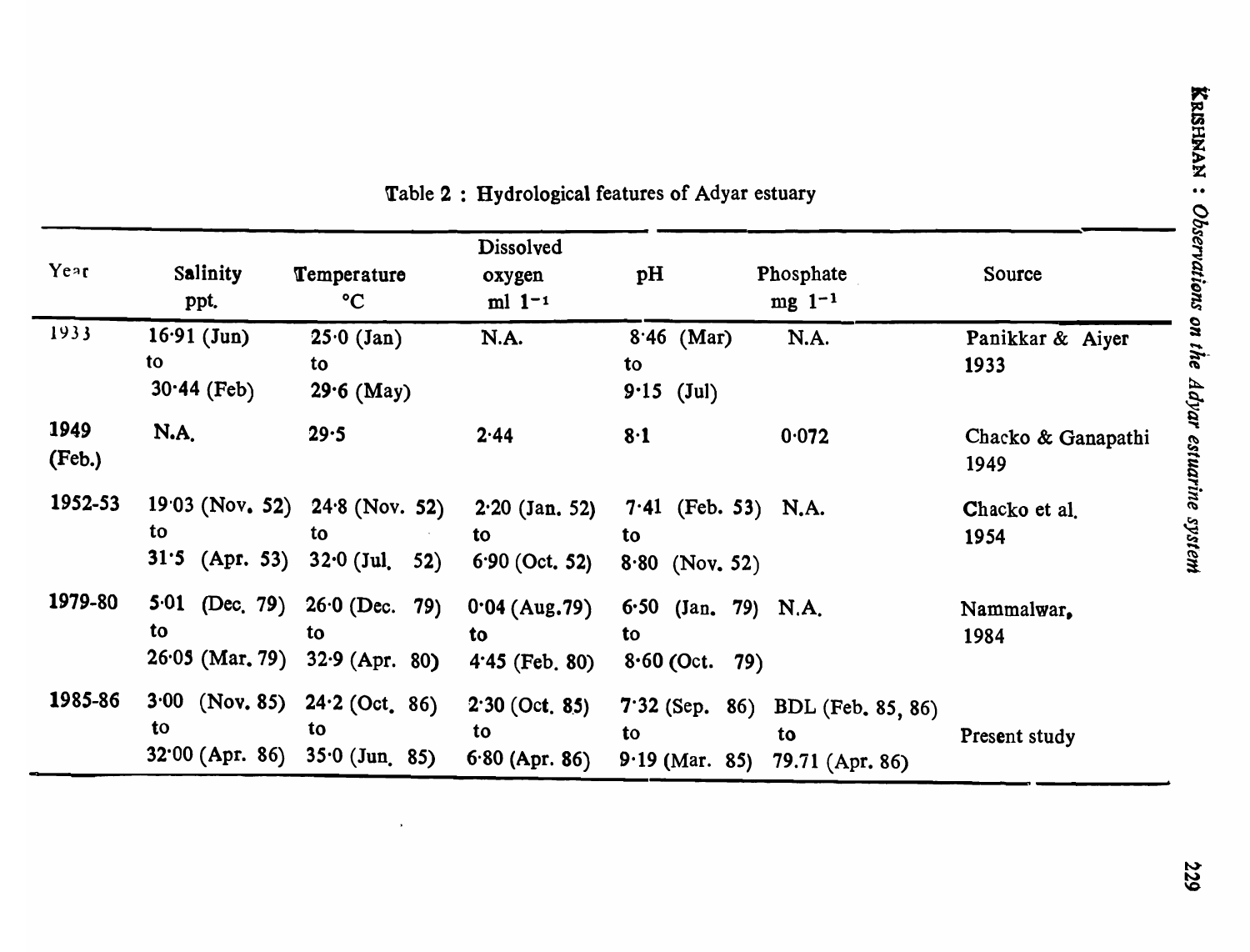Table 2 : Hydrological features of Adyar estuary

| Year | Salinity ppt. | Temperature °C | Dissolved oxygen ml $l^{-1}$ | pH | Phosphate mg $l^{-1}$ | Source |
|---|---|---|---|---|---|---|
| 1933 | 16·91 (Jun) to 30·44 (Feb) | 25·0 (Jan) to 29·6 (May) | N.A. | 8·46 (Mar) to 9·15 (Jul) | N.A. | Panikkar & Aiyer 1933 |
| 1949 (Feb.) | N.A. | 29·5 | 2·44 | 8·1 | 0·072 | Chacko & Ganapathi 1949 |
| 1952-53 | 19·03 (Nov. 52) to 31·5 (Apr. 53) | 24·8 (Nov. 52) to 32·0 (Jul. 52) | 2·20 (Jan. 52) to 6·90 (Oct. 52) | 7·41 (Feb. 53) to 8·80 (Nov. 52) | N.A. | Chacko et al. 1954 |
| 1979-80 | 5·01 (Dec. 79) to 26·05 (Mar. 79) | 26·0 (Dec. 79) to 32·9 (Apr. 80) | 0·04 (Aug. 79) to 4·45 (Feb. 80) | 6·50 (Jan. 79) to 8·60 (Oct. 79) | N.A. | Nammalwar, 1984 |
| 1985-86 | 3·00 (Nov. 85) to 32·00 (Apr. 86) | 24·2 (Oct. 86) to 35·0 (Jun. 85) | 2·30 (Oct. 85) to 6·80 (Apr. 86) | 7·32 (Sep. 86) to 9·19 (Mar. 85) | BDL (Feb. 85, 86) to 79.71 (Apr. 86) | Present study |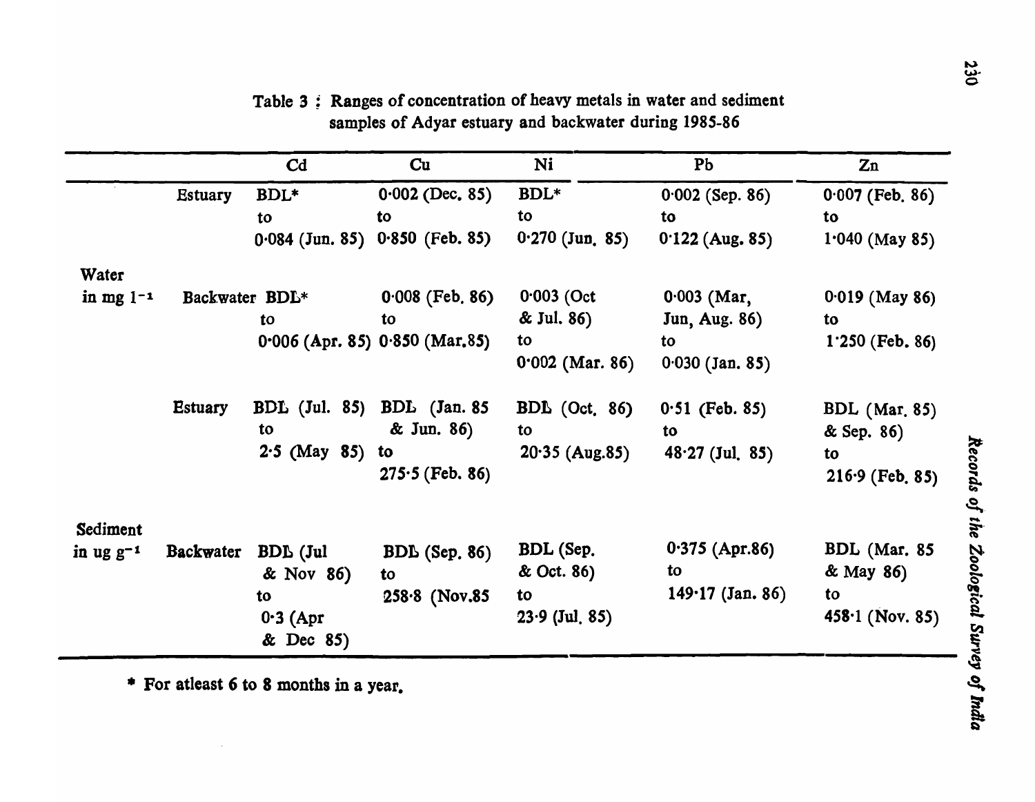Table 3 : Ranges of concentration of heavy metals in water and sediment samples of Adyar estuary and backwater during 1985-86

| | | Cd | Cu | Ni | Pb | Zn |
|---|---|---|---|---|---|---|
| Water in mg $l^{-1}$ | Estuary | BDL* to 0·084 (Jun. 85) | 0·002 (Dec. 85) to 0·850 (Feb. 85) | BDL* to 0·270 (Jun. 85) | 0·002 (Sep. 86) to 0·122 (Aug. 85) | 0·007 (Feb. 86) to 1·040 (May 85) |
| | Backwater | BDL* to 0·006 (Apr. 85) | 0·008 (Feb. 86) to 0·850 (Mar. 85) | 0·003 (Oct & Jul. 86) to 0·002 (Mar. 86) | 0·003 (Mar, Jun, Aug. 86) to 0·030 (Jan. 85) | 0·019 (May 86) to 1·250 (Feb. 86) |
| Sediment in ug $g^{-1}$ | Estuary | BDL (Jul. 85) to 2·5 (May 85) | BDL (Jan. 85 & Jun. 86) to 275·5 (Feb. 86) | BDL (Oct. 86) to 20·35 (Aug. 85) | 0·51 (Feb. 85) to 48·27 (Jul. 85) | BDL (Mar. 85) & Sep. 86) to 216·9 (Feb. 85) |
| | Backwater | BDL (Jul & Nov 86) to 0·3 (Apr & Dec 85) | BDL (Sep. 86) to 258·8 (Nov. 85 | BDL (Sep. & Oct. 86) to 23·9 (Jul. 85) | 0·375 (Apr. 86) to 149·17 (Jan. 86) | BDL (Mar. 85 & May 86) to 458·1 (Nov. 85) |

\* For atleast 6 to 8 months in a year.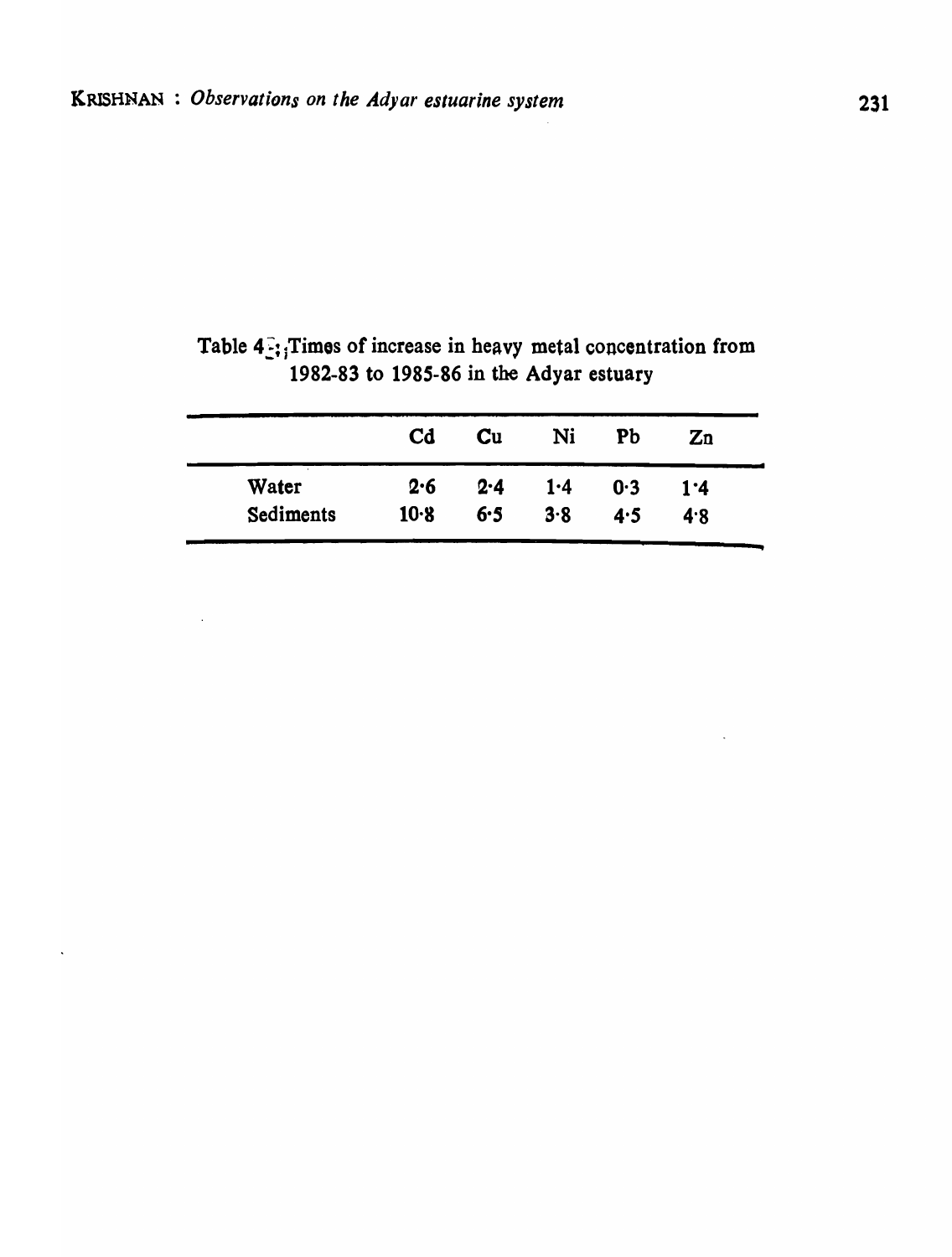Table 4 : Times of increase in heavy metal concentration from 1982-83 to 1985-86 in the Adyar estuary

| | Cd | Cu | Ni | Pb | Zn |
|---|---|---|---|---|---|
| Water | 2·6 | 2·4 | 1·4 | 0·3 | 1·4 |
| Sediments | 10·8 | 6·5 | 3·8 | 4·5 | 4·8 |